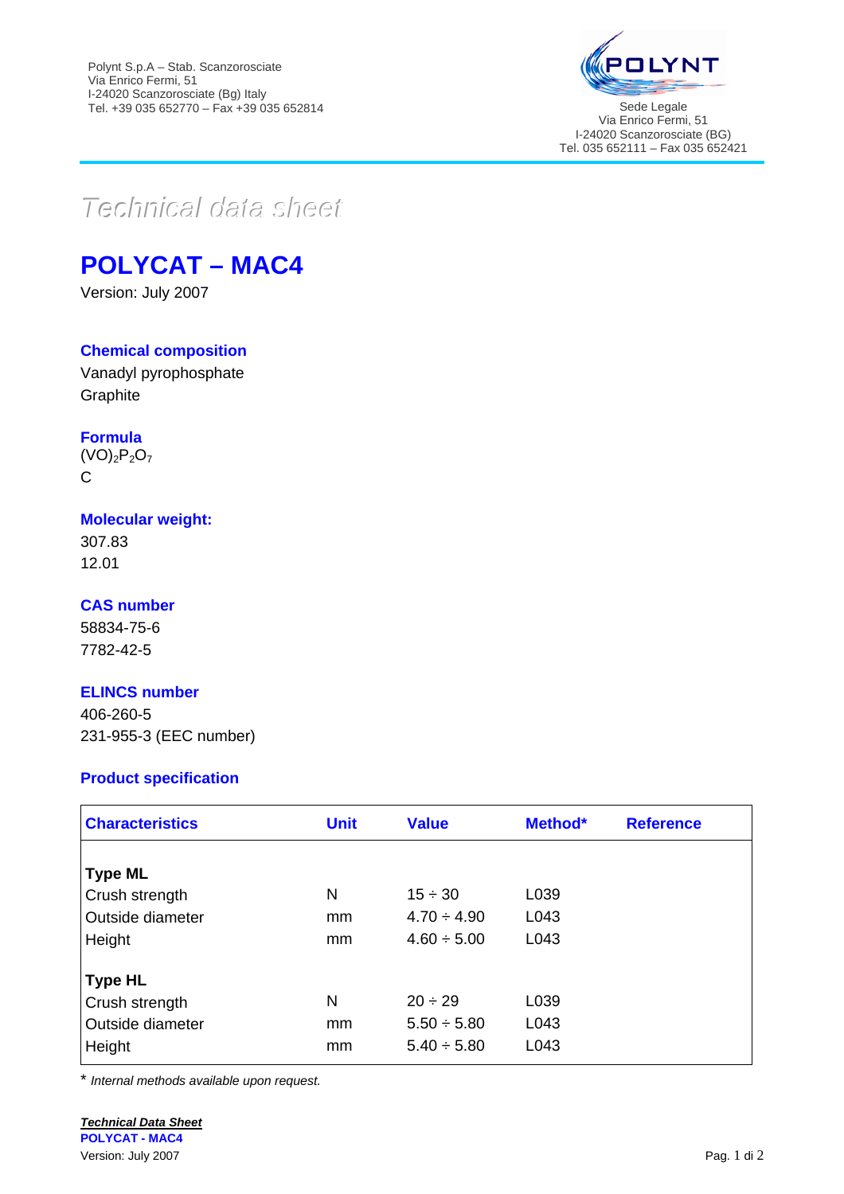Polynt S.p.A – Stab. Scanzorosciate
Via Enrico Fermi, 51
I-24020 Scanzorosciate (Bg) Italy
Tel. +39 035 652770 – Fax +39 035 652814

POLYNT
Sede Legale
Via Enrico Fermi, 51
I-24020 Scanzorosciate (BG)
Tel. 035 652111 – Fax 035 652421

*Technical data sheet*

# POLYCAT – MAC4

Version: July 2007

## Chemical composition

Vanadyl pyrophosphate
Graphite

## Formula

$(VO)_2P_2O_7$
C

## Molecular weight:

307.83
12.01

## CAS number

58834-75-6
7782-42-5

## ELINCS number

406-260-5
231-955-3 (EEC number)

## Product specification

| Characteristics | Unit | Value | Method* | Reference |
|---|---|---|---|---|
| **Type ML** | | | | |
| Crush strength | N | 15 ÷ 30 | L039 | |
| Outside diameter | mm | 4.70 ÷ 4.90 | L043 | |
| Height | mm | 4.60 ÷ 5.00 | L043 | |
| **Type HL** | | | | |
| Crush strength | N | 20 ÷ 29 | L039 | |
| Outside diameter | mm | 5.50 ÷ 5.80 | L043 | |
| Height | mm | 5.40 ÷ 5.80 | L043 | |

\* *Internal methods available upon request.*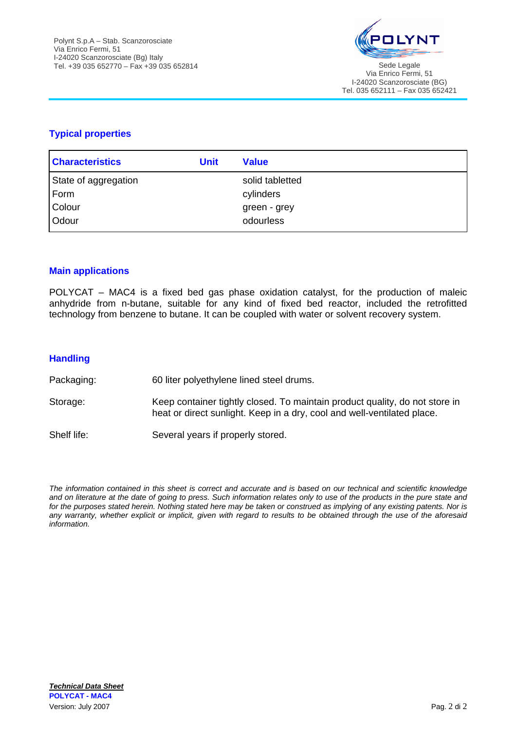Polynt S.p.A – Stab. Scanzorosciate
Via Enrico Fermi, 51
I-24020 Scanzorosciate (Bg) Italy
Tel. +39 035 652770 – Fax +39 035 652814

Sede Legale
Via Enrico Fermi, 51
I-24020 Scanzorosciate (BG)
Tel. 035 652111 – Fax 035 652421

## Typical properties

| Characteristics | Unit | Value |
|---|---|---|
| State of aggregation | | solid tabletted |
| Form | | cylinders |
| Colour | | green - grey |
| Odour | | odourless |

## Main applications

POLYCAT – MAC4 is a fixed bed gas phase oxidation catalyst, for the production of maleic anhydride from n-butane, suitable for any kind of fixed bed reactor, included the retrofitted technology from benzene to butane. It can be coupled with water or solvent recovery system.

## Handling

Packaging: 60 liter polyethylene lined steel drums.

Storage: Keep container tightly closed. To maintain product quality, do not store in heat or direct sunlight. Keep in a dry, cool and well-ventilated place.

Shelf life: Several years if properly stored.

*The information contained in this sheet is correct and accurate and is based on our technical and scientific knowledge and on literature at the date of going to press. Such information relates only to use of the products in the pure state and for the purposes stated herein. Nothing stated here may be taken or construed as implying of any existing patents. Nor is any warranty, whether explicit or implicit, given with regard to results to be obtained through the use of the aforesaid information.*

***Technical Data Sheet***
**POLYCAT - MAC4**
Version: July 2007